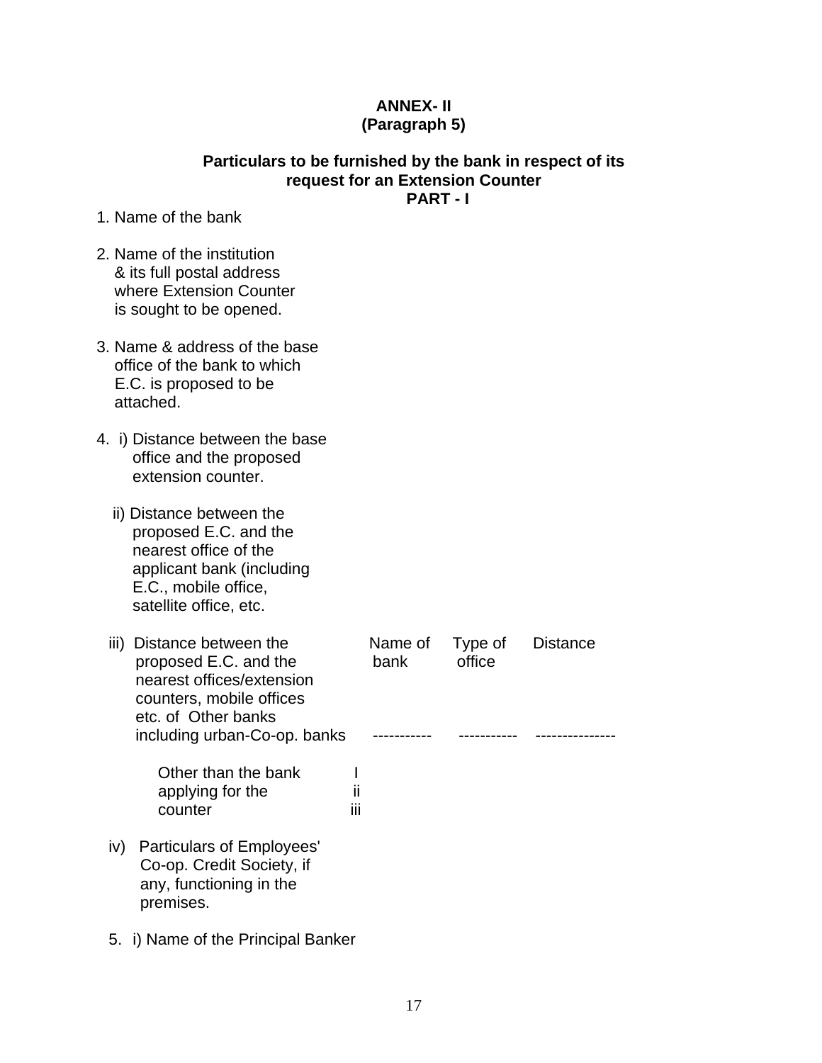**ANNEX- II**
**(Paragraph 5)**

**Particulars to be furnished by the bank in respect of its request for an Extension Counter**

**PART - I**

1. Name of the bank

2. Name of the institution & its full postal address where Extension Counter is sought to be opened.

3. Name & address of the base office of the bank to which E.C. is proposed to be attached.

4. i) Distance between the base office and the proposed extension counter.

   ii) Distance between the proposed E.C. and the nearest office of the applicant bank (including E.C., mobile office, satellite office, etc.

   iii) Distance between the proposed E.C. and the nearest offices/extension counters, mobile offices etc. of Other banks including urban-Co-op. banks

| | | Name of bank | Type of office | Distance |
|---|---|---|---|---|
| Other than the bank applying for the counter | I | ----------- | ----------- | -------------- |
| | ii | | | |
| | iii | | | |

   iv) Particulars of Employees' Co-op. Credit Society, if any, functioning in the premises.

5. i) Name of the Principal Banker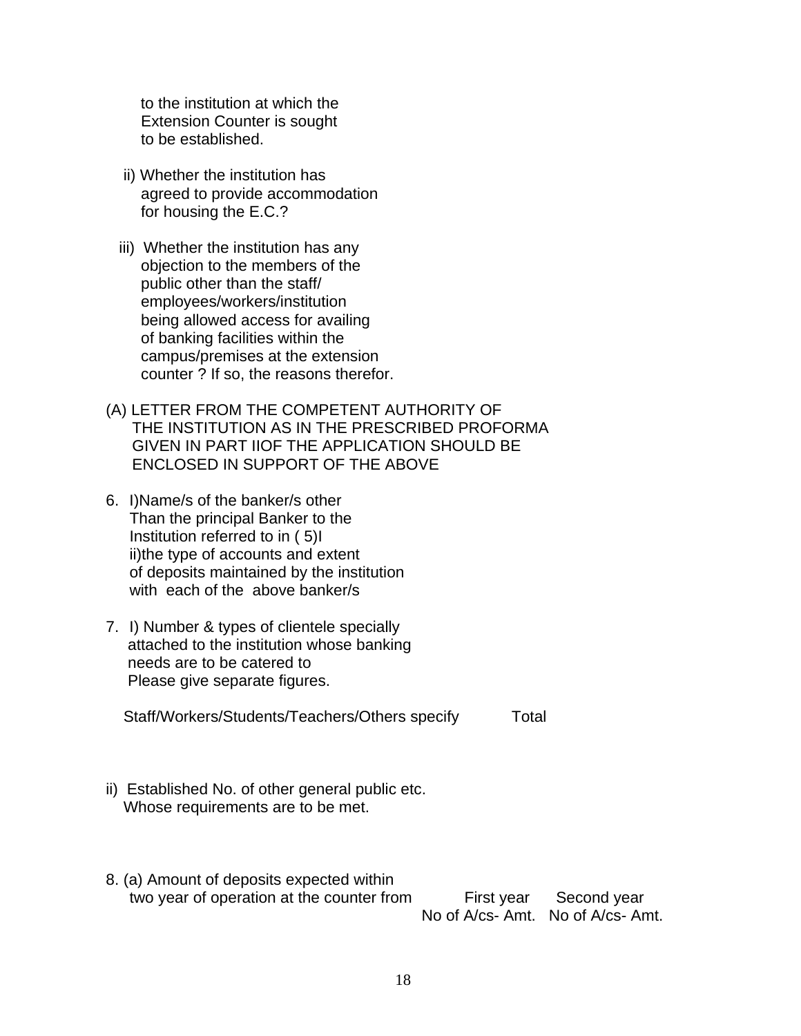to the institution at which the Extension Counter is sought to be established.

ii) Whether the institution has agreed to provide accommodation for housing the E.C.?

iii) Whether the institution has any objection to the members of the public other than the staff/ employees/workers/institution being allowed access for availing of banking facilities within the campus/premises at the extension counter ? If so, the reasons therefor.

(A) LETTER FROM THE COMPETENT AUTHORITY OF THE INSTITUTION AS IN THE PRESCRIBED PROFORMA GIVEN IN PART IIOF THE APPLICATION SHOULD BE ENCLOSED IN SUPPORT OF THE ABOVE

6. I)Name/s of the banker/s other Than the principal Banker to the Institution referred to in ( 5)I
   ii)the type of accounts and extent of deposits maintained by the institution with each of the above banker/s

7. I) Number & types of clientele specially attached to the institution whose banking needs are to be catered to
   Please give separate figures.

   Staff/Workers/Students/Teachers/Others specify Total

ii) Established No. of other general public etc. Whose requirements are to be met.

8. (a) Amount of deposits expected within two year of operation at the counter from

| First year | Second year |
|---|---|
| No of A/cs- Amt. | No of A/cs- Amt. |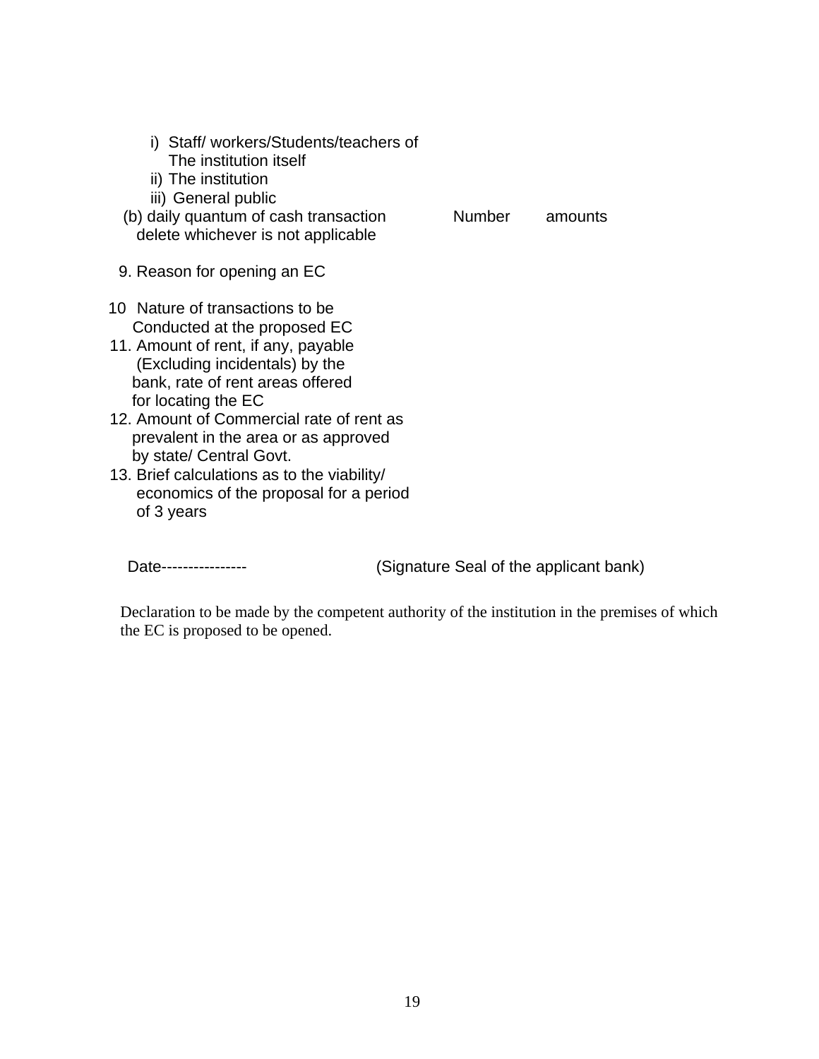i) Staff/ workers/Students/teachers of The institution itself
ii) The institution
iii) General public

(b) daily quantum of cash transaction delete whichever is not applicable — Number — amounts

9. Reason for opening an EC

10 Nature of transactions to be Conducted at the proposed EC

11. Amount of rent, if any, payable (Excluding incidentals) by the bank, rate of rent areas offered for locating the EC

12. Amount of Commercial rate of rent as prevalent in the area or as approved by state/ Central Govt.

13. Brief calculations as to the viability/ economics of the proposal for a period of 3 years

Date----------------  (Signature Seal of the applicant bank)

Declaration to be made by the competent authority of the institution in the premises of which the EC is proposed to be opened.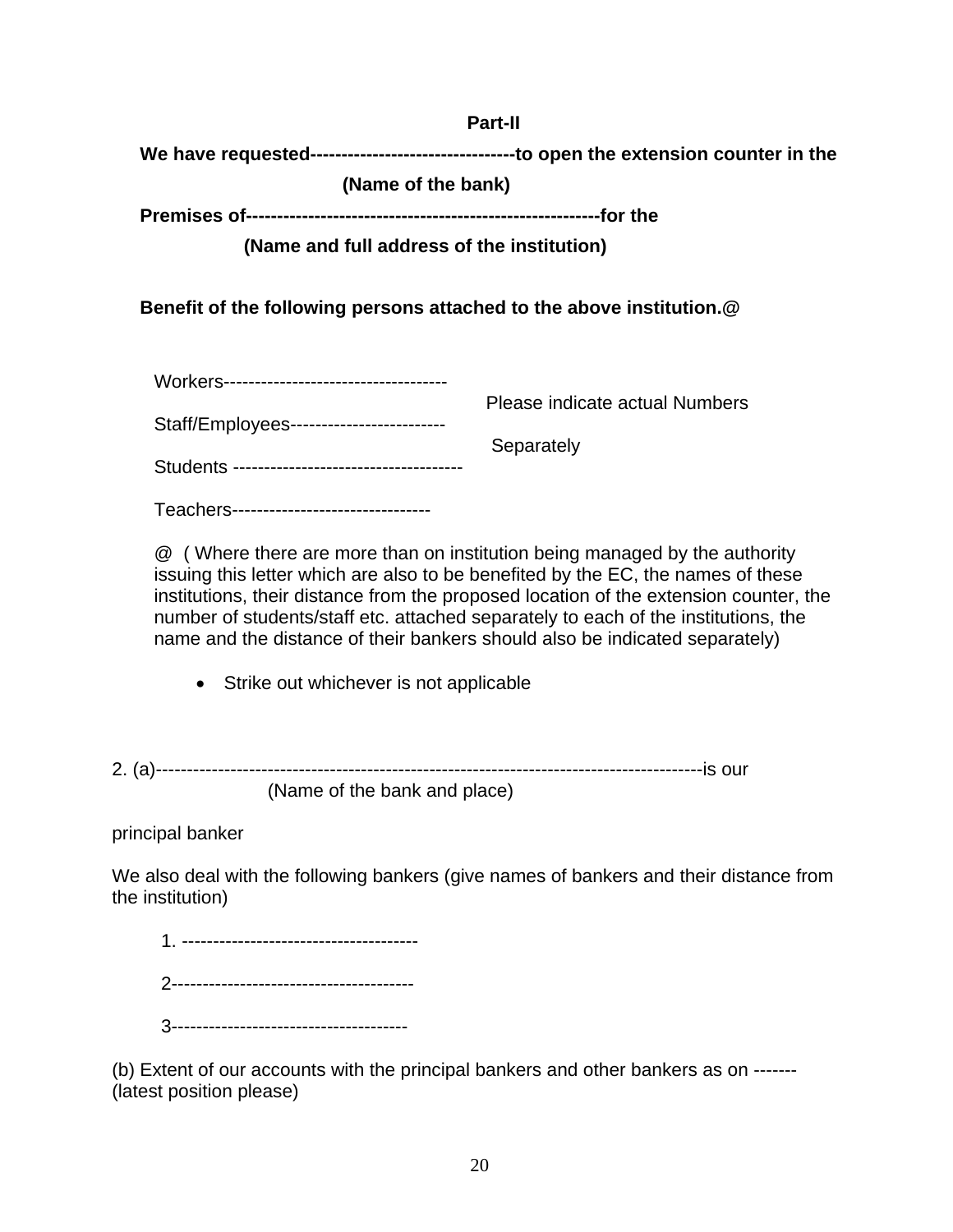**Part-II**

**We have requested--------------------------------to open the extension counter in the**

**(Name of the bank)**

**Premises of--------------------------------------------------------for the**

**(Name and full address of the institution)**

**Benefit of the following persons attached to the above institution.@**

Workers------------------------------------

Staff/Employees-------------------------

Students -------------------------------------

Teachers--------------------------------

Please indicate actual Numbers Separately

@ ( Where there are more than on institution being managed by the authority issuing this letter which are also to be benefited by the EC, the names of these institutions, their distance from the proposed location of the extension counter, the number of students/staff etc. attached separately to each of the institutions, the name and the distance of their bankers should also be indicated separately)

- Strike out whichever is not applicable

2. (a)---------------------------------------------------------------------------------------is our

(Name of the bank and place)

principal banker

We also deal with the following bankers (give names of bankers and their distance from the institution)

1. -------------------------------------

2--------------------------------------

3-------------------------------------

(b) Extent of our accounts with the principal bankers and other bankers as on ------- (latest position please)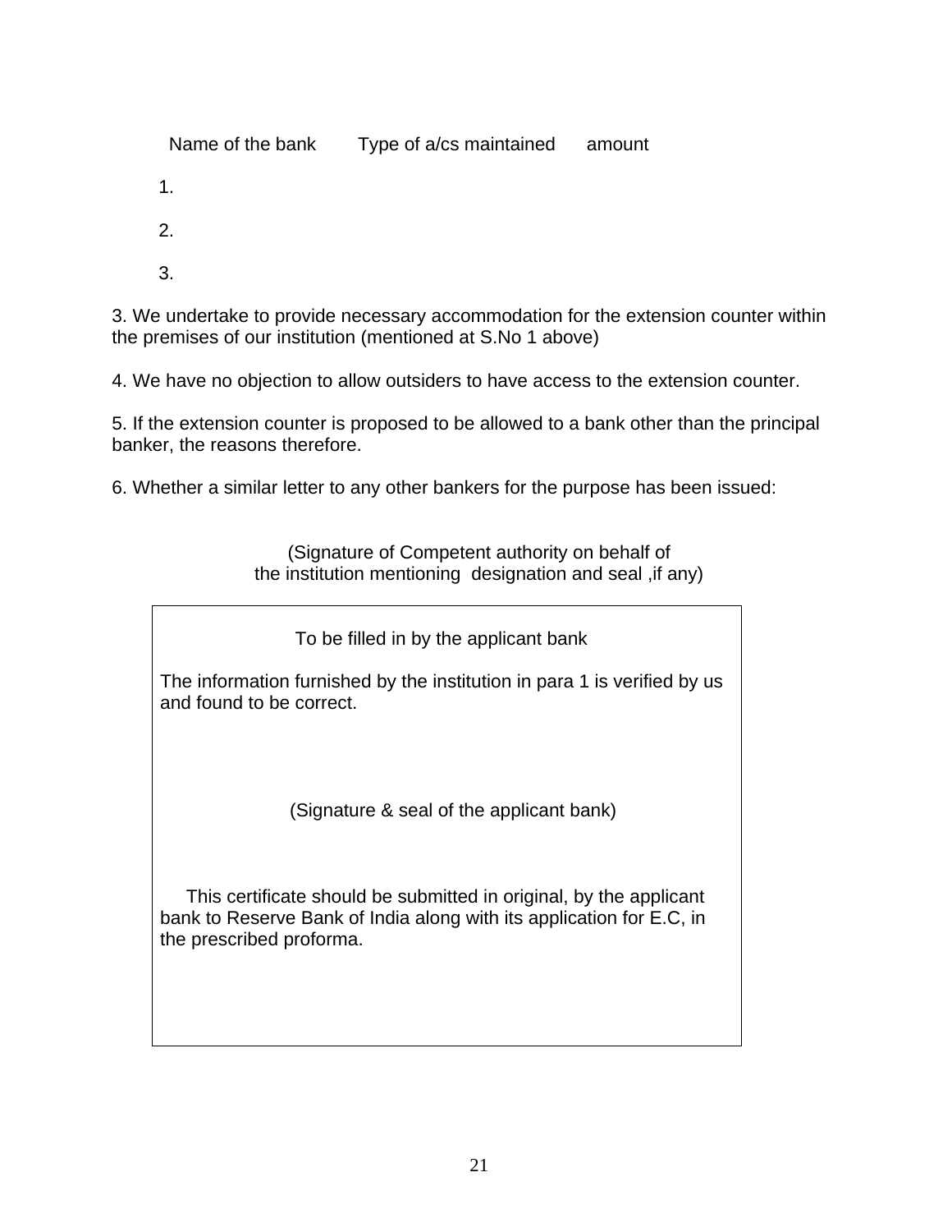| Name of the bank | Type of a/cs maintained | amount |
| --- | --- | --- |
| 1. | | |
| 2. | | |
| 3. | | |

3. We undertake to provide necessary accommodation for the extension counter within the premises of our institution (mentioned at S.No 1 above)

4. We have no objection to allow outsiders to have access to the extension counter.

5. If the extension counter is proposed to be allowed to a bank other than the principal banker, the reasons therefore.

6. Whether a similar letter to any other bankers for the purpose has been issued:

(Signature of Competent authority on behalf of
the institution mentioning designation and seal ,if any)

To be filled in by the applicant bank

The information furnished by the institution in para 1 is verified by us and found to be correct.

(Signature & seal of the applicant bank)

This certificate should be submitted in original, by the applicant bank to Reserve Bank of India along with its application for E.C, in the prescribed proforma.